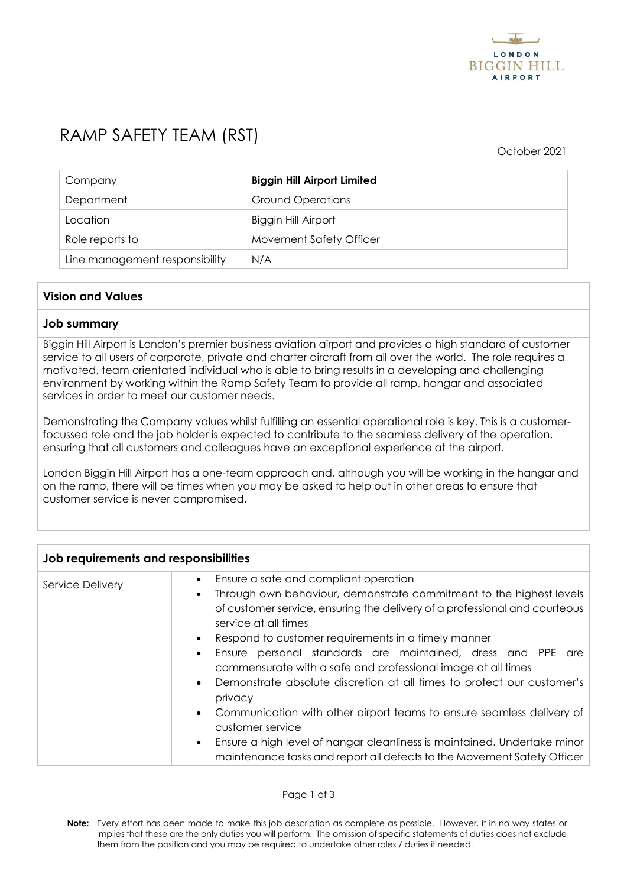# RAMP SAFETY TEAM (RST)

October 2021

| Company | **Biggin Hill Airport Limited** |
| --- | --- |
| Department | Ground Operations |
| Location | Biggin Hill Airport |
| Role reports to | Movement Safety Officer |
| Line management responsibility | N/A |

## Vision and Values

### Job summary

Biggin Hill Airport is London's premier business aviation airport and provides a high standard of customer service to all users of corporate, private and charter aircraft from all over the world. The role requires a motivated, team orientated individual who is able to bring results in a developing and challenging environment by working within the Ramp Safety Team to provide all ramp, hangar and associated services in order to meet our customer needs.

Demonstrating the Company values whilst fulfilling an essential operational role is key. This is a customer-focussed role and the job holder is expected to contribute to the seamless delivery of the operation, ensuring that all customers and colleagues have an exceptional experience at the airport.

London Biggin Hill Airport has a one-team approach and, although you will be working in the hangar and on the ramp, there will be times when you may be asked to help out in other areas to ensure that customer service is never compromised.

## Job requirements and responsibilities

| | |
| --- | --- |
| Service Delivery | • Ensure a safe and compliant operation<br>• Through own behaviour, demonstrate commitment to the highest levels of customer service, ensuring the delivery of a professional and courteous service at all times<br>• Respond to customer requirements in a timely manner<br>• Ensure personal standards are maintained, dress and PPE are commensurate with a safe and professional image at all times<br>• Demonstrate absolute discretion at all times to protect our customer's privacy<br>• Communication with other airport teams to ensure seamless delivery of customer service<br>• Ensure a high level of hangar cleanliness is maintained. Undertake minor maintenance tasks and report all defects to the Movement Safety Officer |

**Note:** Every effort has been made to make this job description as complete as possible. However, it in no way states or implies that these are the only duties you will perform. The omission of specific statements of duties does not exclude them from the position and you may be required to undertake other roles / duties if needed.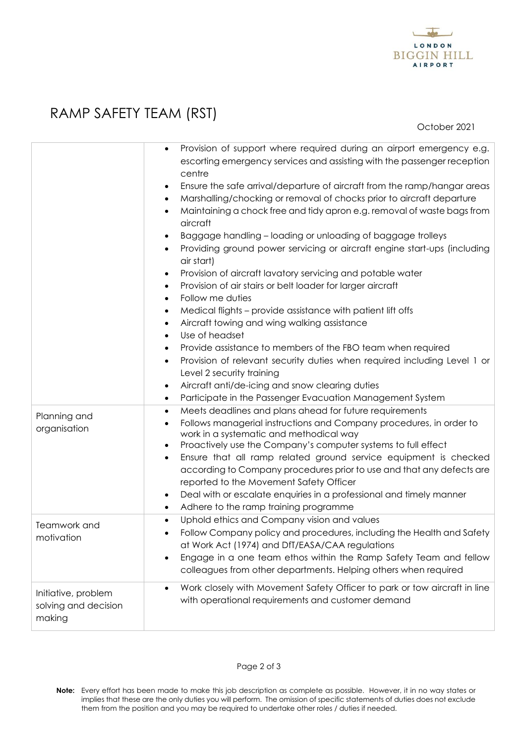# RAMP SAFETY TEAM (RST)

October 2021

| | |
|---|---|
| | • Provision of support where required during an airport emergency e.g. escorting emergency services and assisting with the passenger reception centre<br>• Ensure the safe arrival/departure of aircraft from the ramp/hangar areas<br>• Marshalling/chocking or removal of chocks prior to aircraft departure<br>• Maintaining a chock free and tidy apron e.g. removal of waste bags from aircraft<br>• Baggage handling – loading or unloading of baggage trolleys<br>• Providing ground power servicing or aircraft engine start-ups (including air start)<br>• Provision of aircraft lavatory servicing and potable water<br>• Provision of air stairs or belt loader for larger aircraft<br>• Follow me duties<br>• Medical flights – provide assistance with patient lift offs<br>• Aircraft towing and wing walking assistance<br>• Use of headset<br>• Provide assistance to members of the FBO team when required<br>• Provision of relevant security duties when required including Level 1 or Level 2 security training<br>• Aircraft anti/de-icing and snow clearing duties<br>• Participate in the Passenger Evacuation Management System |
| Planning and organisation | • Meets deadlines and plans ahead for future requirements<br>• Follows managerial instructions and Company procedures, in order to work in a systematic and methodical way<br>• Proactively use the Company's computer systems to full effect<br>• Ensure that all ramp related ground service equipment is checked according to Company procedures prior to use and that any defects are reported to the Movement Safety Officer<br>• Deal with or escalate enquiries in a professional and timely manner<br>• Adhere to the ramp training programme |
| Teamwork and motivation | • Uphold ethics and Company vision and values<br>• Follow Company policy and procedures, including the Health and Safety at Work Act (1974) and DfT/EASA/CAA regulations<br>• Engage in a one team ethos within the Ramp Safety Team and fellow colleagues from other departments. Helping others when required |
| Initiative, problem solving and decision making | • Work closely with Movement Safety Officer to park or tow aircraft in line with operational requirements and customer demand |

**Note:** Every effort has been made to make this job description as complete as possible. However, it in no way states or implies that these are the only duties you will perform. The omission of specific statements of duties does not exclude them from the position and you may be required to undertake other roles / duties if needed.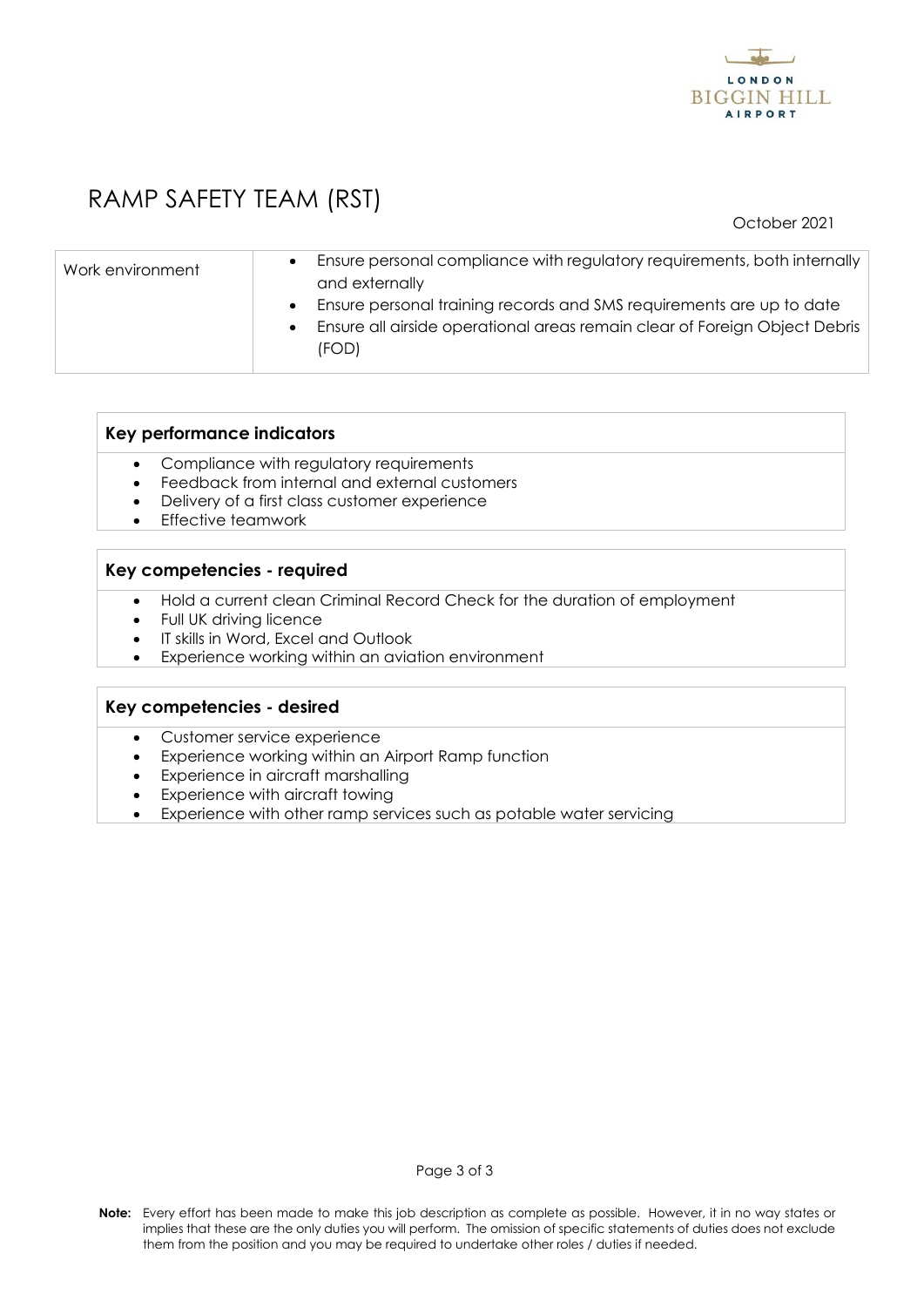# RAMP SAFETY TEAM (RST)

October 2021

| | |
|---|---|
| Work environment | • Ensure personal compliance with regulatory requirements, both internally and externally<br>• Ensure personal training records and SMS requirements are up to date<br>• Ensure all airside operational areas remain clear of Foreign Object Debris (FOD) |

**Key performance indicators**

- Compliance with regulatory requirements
- Feedback from internal and external customers
- Delivery of a first class customer experience
- Effective teamwork

**Key competencies - required**

- Hold a current clean Criminal Record Check for the duration of employment
- Full UK driving licence
- IT skills in Word, Excel and Outlook
- Experience working within an aviation environment

**Key competencies - desired**

- Customer service experience
- Experience working within an Airport Ramp function
- Experience in aircraft marshalling
- Experience with aircraft towing
- Experience with other ramp services such as potable water servicing

**Note:** Every effort has been made to make this job description as complete as possible. However, it in no way states or implies that these are the only duties you will perform. The omission of specific statements of duties does not exclude them from the position and you may be required to undertake other roles / duties if needed.